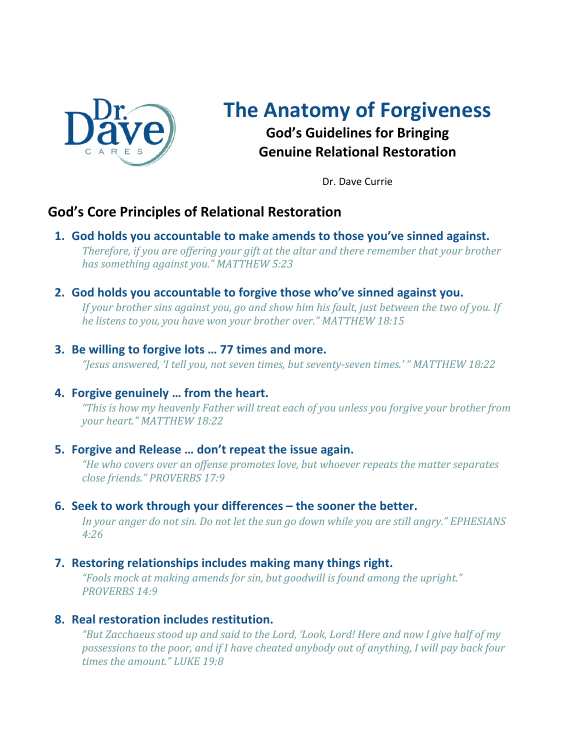# The Anatomy of Forgiveness

**God's Guidelines for Bringing Genuine Relational Restoration**

Dr. Dave Currie

## God's Core Principles of Relational Restoration

1. **God holds you accountable to make amends to those you've sinned against.**
   *Therefore, if you are offering your gift at the altar and there remember that your brother has something against you." MATTHEW 5:23*

2. **God holds you accountable to forgive those who've sinned against you.**
   *If your brother sins against you, go and show him his fault, just between the two of you. If he listens to you, you have won your brother over." MATTHEW 18:15*

3. **Be willing to forgive lots … 77 times and more.**
   *"Jesus answered, 'I tell you, not seven times, but seventy-seven times.' " MATTHEW 18:22*

4. **Forgive genuinely … from the heart.**
   *"This is how my heavenly Father will treat each of you unless you forgive your brother from your heart." MATTHEW 18:22*

5. **Forgive and Release … don't repeat the issue again.**
   *"He who covers over an offense promotes love, but whoever repeats the matter separates close friends." PROVERBS 17:9*

6. **Seek to work through your differences – the sooner the better.**
   *In your anger do not sin. Do not let the sun go down while you are still angry." EPHESIANS 4:26*

7. **Restoring relationships includes making many things right.**
   *"Fools mock at making amends for sin, but goodwill is found among the upright." PROVERBS 14:9*

8. **Real restoration includes restitution.**
   *"But Zacchaeus stood up and said to the Lord, 'Look, Lord! Here and now I give half of my possessions to the poor, and if I have cheated anybody out of anything, I will pay back four times the amount." LUKE 19:8*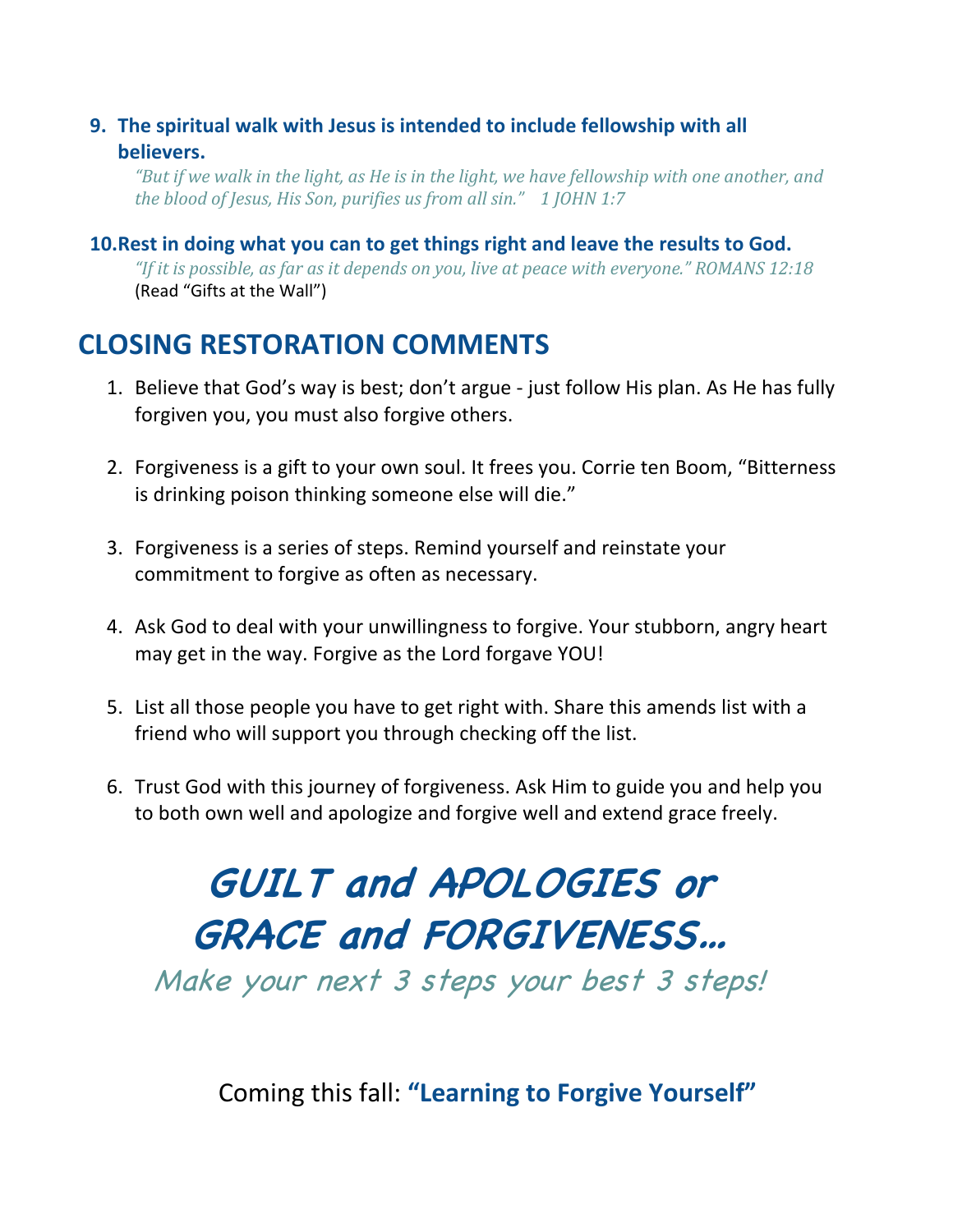9. **The spiritual walk with Jesus is intended to include fellowship with all believers.**
   *"But if we walk in the light, as He is in the light, we have fellowship with one another, and the blood of Jesus, His Son, purifies us from all sin." 1 JOHN 1:7*

10. **Rest in doing what you can to get things right and leave the results to God.**
    *"If it is possible, as far as it depends on you, live at peace with everyone." ROMANS 12:18*
    (Read "Gifts at the Wall")

## CLOSING RESTORATION COMMENTS

1. Believe that God's way is best; don't argue - just follow His plan. As He has fully forgiven you, you must also forgive others.

2. Forgiveness is a gift to your own soul. It frees you. Corrie ten Boom, "Bitterness is drinking poison thinking someone else will die."

3. Forgiveness is a series of steps. Remind yourself and reinstate your commitment to forgive as often as necessary.

4. Ask God to deal with your unwillingness to forgive. Your stubborn, angry heart may get in the way. Forgive as the Lord forgave YOU!

5. List all those people you have to get right with. Share this amends list with a friend who will support you through checking off the list.

6. Trust God with this journey of forgiveness. Ask Him to guide you and help you to both own well and apologize and forgive well and extend grace freely.

# *GUILT and APOLOGIES or GRACE and FORGIVENESS…*

*Make your next 3 steps your best 3 steps!*

Coming this fall: **"Learning to Forgive Yourself"**